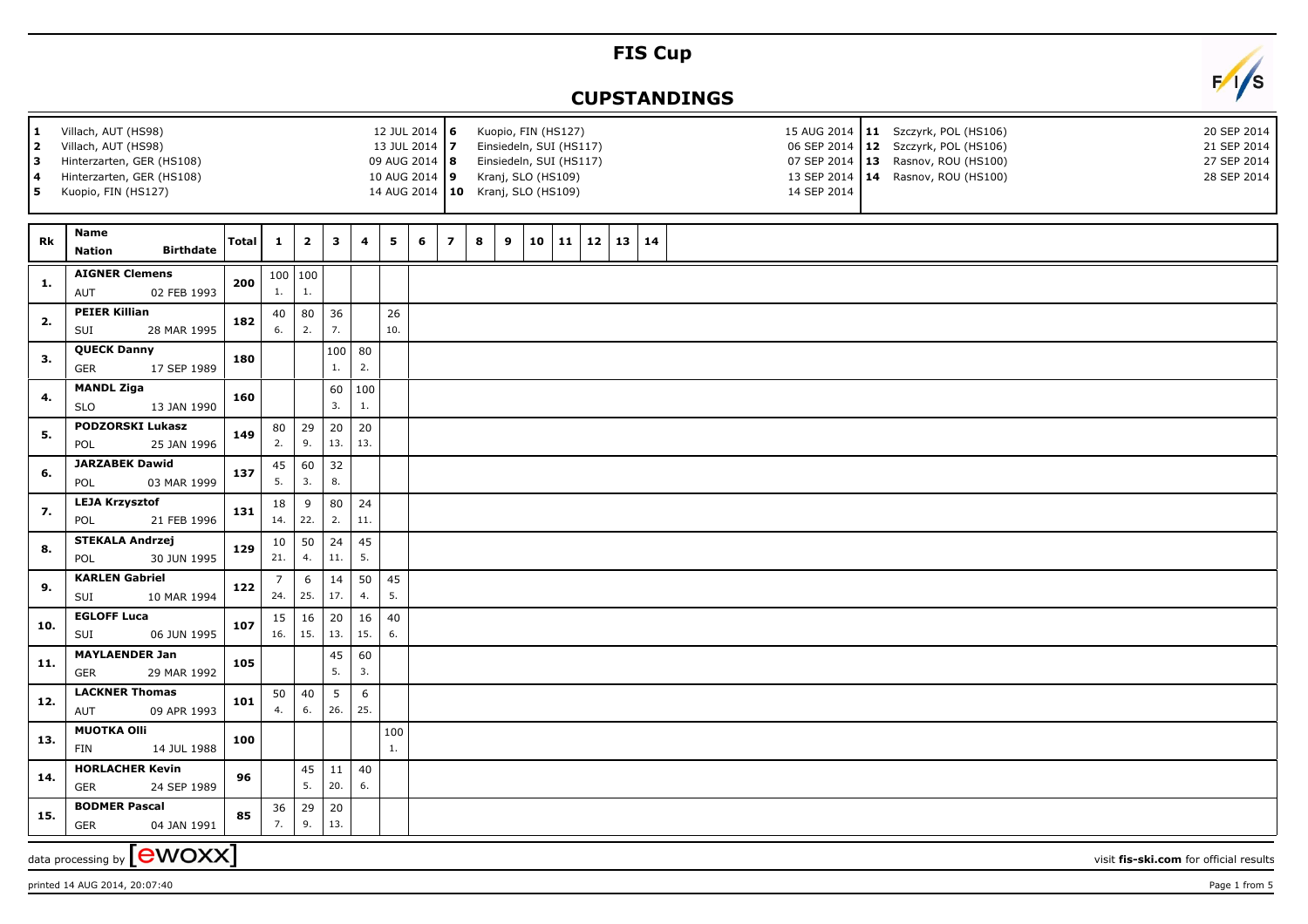# FIS Cup

## CUPSTANDINGS

| # | Venue | Date |
|---|---|---|
| 1 | Villach, AUT (HS98) | 12 JUL 2014 |
| 2 | Villach, AUT (HS98) | 13 JUL 2014 |
| 3 | Hinterzarten, GER (HS108) | 09 AUG 2014 |
| 4 | Hinterzarten, GER (HS108) | 10 AUG 2014 |
| 5 | Kuopio, FIN (HS127) | 14 AUG 2014 |
| 6 | Kuopio, FIN (HS127) | 15 AUG 2014 |
| 7 | Einsiedeln, SUI (HS117) | 06 SEP 2014 |
| 8 | Einsiedeln, SUI (HS117) | 07 SEP 2014 |
| 9 | Kranj, SLO (HS109) | 13 SEP 2014 |
| 10 | Kranj, SLO (HS109) | 14 SEP 2014 |
| 11 | Szczyrk, POL (HS106) | 20 SEP 2014 |
| 12 | Szczyrk, POL (HS106) | 21 SEP 2014 |
| 13 | Rasnov, ROU (HS100) | 27 SEP 2014 |
| 14 | Rasnov, ROU (HS100) | 28 SEP 2014 |

| Rk | Name | Nation | Birthdate | Total | 1 | 2 | 3 | 4 | 5 | 6 | 7 | 8 | 9 | 10 | 11 | 12 | 13 | 14 |
|---|---|---|---|---|---|---|---|---|---|---|---|---|---|---|---|---|---|---|
| 1. | AIGNER Clemens | AUT | 02 FEB 1993 | 200 | 100 (1.) | 100 (1.) | | | | | | | | | | | | |
| 2. | PEIER Killian | SUI | 28 MAR 1995 | 182 | 40 (6.) | 80 (2.) | 36 (7.) | | 26 (10.) | | | | | | | | | |
| 3. | QUECK Danny | GER | 17 SEP 1989 | 180 | | | 100 (1.) | 80 (2.) | | | | | | | | | | |
| 4. | MANDL Ziga | SLO | 13 JAN 1990 | 160 | | | 60 (3.) | 100 (1.) | | | | | | | | | | |
| 5. | PODZORSKI Lukasz | POL | 25 JAN 1996 | 149 | 80 (2.) | 29 (9.) | 20 (13.) | 20 (13.) | | | | | | | | | | |
| 6. | JARZABEK Dawid | POL | 03 MAR 1999 | 137 | 45 (5.) | 60 (3.) | 32 (8.) | | | | | | | | | | | |
| 7. | LEJA Krzysztof | POL | 21 FEB 1996 | 131 | 18 (14.) | 9 (22.) | 80 (2.) | 24 (11.) | | | | | | | | | | |
| 8. | STEKALA Andrzej | POL | 30 JUN 1995 | 129 | 10 (21.) | 50 (4.) | 24 (11.) | 45 (5.) | | | | | | | | | | |
| 9. | KARLEN Gabriel | SUI | 10 MAR 1994 | 122 | 7 (24.) | 6 (25.) | 14 (17.) | 50 (4.) | 45 (5.) | | | | | | | | | |
| 10. | EGLOFF Luca | SUI | 06 JUN 1995 | 107 | 15 (16.) | 16 (15.) | 20 (13.) | 16 (15.) | 40 (6.) | | | | | | | | | |
| 11. | MAYLAENDER Jan | GER | 29 MAR 1992 | 105 | | | 45 (5.) | 60 (3.) | | | | | | | | | | |
| 12. | LACKNER Thomas | AUT | 09 APR 1993 | 101 | 50 (4.) | 40 (6.) | 5 (26.) | 6 (25.) | | | | | | | | | | |
| 13. | MUOTKA Olli | FIN | 14 JUL 1988 | 100 | | | | | 100 (1.) | | | | | | | | | |
| 14. | HORLACHER Kevin | GER | 24 SEP 1989 | 96 | | 45 (5.) | 11 (20.) | 40 (6.) | | | | | | | | | | |
| 15. | BODMER Pascal | GER | 04 JAN 1991 | 85 | 36 (7.) | 29 (9.) | 20 (13.) | | | | | | | | | | | |

data processing by ewoxx — visit fis-ski.com for official results

printed 14 AUG 2014, 20:07:40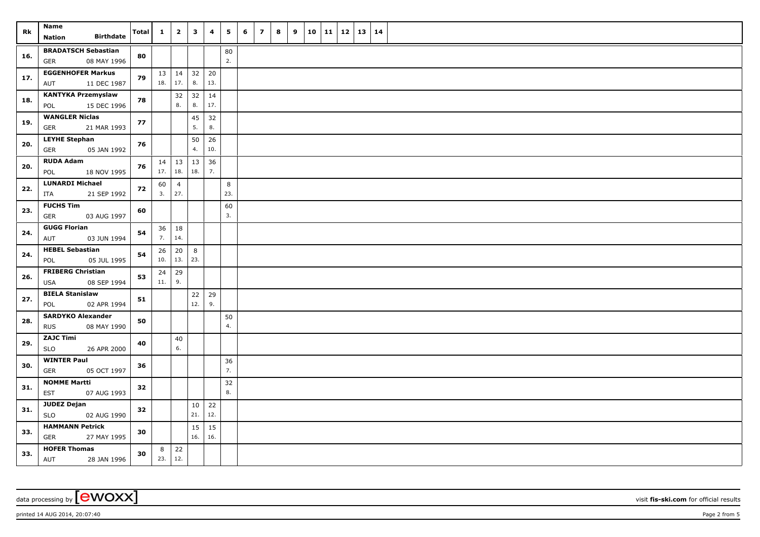| Rk | Name<br>Nation Birthdate | Total | 1 | 2 | 3 | 4 | 5 | 6 | 7 | 8 | 9 | 10 | 11 | 12 | 13 | 14 |
|---|---|---|---|---|---|---|---|---|---|---|---|---|---|---|---|---|
| 16. | **BRADATSCH Sebastian**<br>GER 08 MAY 1996 | **80** | | | | | 80<br>2. | | | | | | | | | |
| 17. | **EGGENHOFER Markus**<br>AUT 11 DEC 1987 | **79** | 13<br>18. | 14<br>17. | 32<br>8. | 20<br>13. | | | | | | | | | | |
| 18. | **KANTYKA Przemyslaw**<br>POL 15 DEC 1996 | **78** | | 32<br>8. | 32<br>8. | 14<br>17. | | | | | | | | | | |
| 19. | **WANGLER Niclas**<br>GER 21 MAR 1993 | **77** | | | 45<br>5. | 32<br>8. | | | | | | | | | | |
| 20. | **LEYHE Stephan**<br>GER 05 JAN 1992 | **76** | | | 50<br>4. | 26<br>10. | | | | | | | | | | |
| 20. | **RUDA Adam**<br>POL 18 NOV 1995 | **76** | 14<br>17. | 13<br>18. | 13<br>18. | 36<br>7. | | | | | | | | | | |
| 22. | **LUNARDI Michael**<br>ITA 21 SEP 1992 | **72** | 60<br>3. | 4<br>27. | | | 8<br>23. | | | | | | | | | |
| 23. | **FUCHS Tim**<br>GER 03 AUG 1997 | **60** | | | | | 60<br>3. | | | | | | | | | |
| 24. | **GUGG Florian**<br>AUT 03 JUN 1994 | **54** | 36<br>7. | 18<br>14. | | | | | | | | | | | | |
| 24. | **HEBEL Sebastian**<br>POL 05 JUL 1995 | **54** | 26<br>10. | 20<br>13. | 8<br>23. | | | | | | | | | | | |
| 26. | **FRIBERG Christian**<br>USA 08 SEP 1994 | **53** | 24<br>11. | 29<br>9. | | | | | | | | | | | | |
| 27. | **BIELA Stanislaw**<br>POL 02 APR 1994 | **51** | | | 22<br>12. | 29<br>9. | | | | | | | | | | |
| 28. | **SARDYKO Alexander**<br>RUS 08 MAY 1990 | **50** | | | | | 50<br>4. | | | | | | | | | |
| 29. | **ZAJC Timi**<br>SLO 26 APR 2000 | **40** | | 40<br>6. | | | | | | | | | | | | |
| 30. | **WINTER Paul**<br>GER 05 OCT 1997 | **36** | | | | | 36<br>7. | | | | | | | | | |
| 31. | **NOMME Martti**<br>EST 07 AUG 1993 | **32** | | | | | 32<br>8. | | | | | | | | | |
| 31. | **JUDEZ Dejan**<br>SLO 02 AUG 1990 | **32** | | | 10<br>21. | 22<br>12. | | | | | | | | | | |
| 33. | **HAMMANN Petrick**<br>GER 27 MAY 1995 | **30** | | | 15<br>16. | 15<br>16. | | | | | | | | | | |
| 33. | **HOFER Thomas**<br>AUT 28 JAN 1996 | **30** | 8<br>23. | 22<br>12. | | | | | | | | | | | | |

data processing by [ewoxx] visit **fis-ski.com** for official results

printed 14 AUG 2014, 20:07:40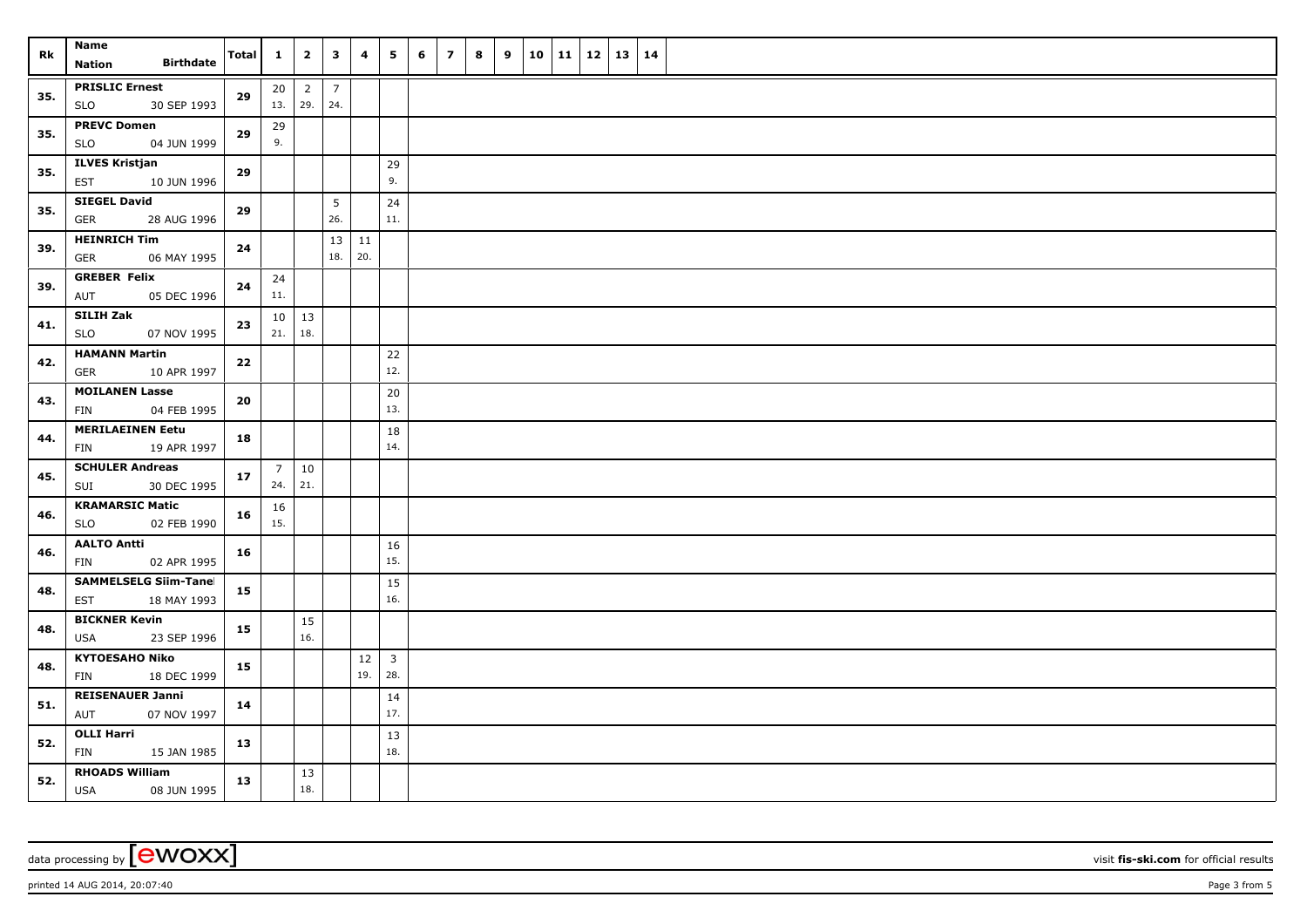| Rk | Name<br>Nation Birthdate | Total | 1 | 2 | 3 | 4 | 5 | 6 | 7 | 8 | 9 | 10 | 11 | 12 | 13 | 14 |
|---|---|---|---|---|---|---|---|---|---|---|---|---|---|---|---|---|
| 35. | **PRISLIC Ernest**<br>SLO 30 SEP 1993 | **29** | 20<br>13. | 2<br>29. | 7<br>24. | | | | | | | | | | | |
| 35. | **PREVC Domen**<br>SLO 04 JUN 1999 | **29** | 29<br>9. | | | | | | | | | | | | | |
| 35. | **ILVES Kristjan**<br>EST 10 JUN 1996 | **29** | | | | | 29<br>9. | | | | | | | | | |
| 35. | **SIEGEL David**<br>GER 28 AUG 1996 | **29** | | | 5<br>26. | | 24<br>11. | | | | | | | | | |
| 39. | **HEINRICH Tim**<br>GER 06 MAY 1995 | **24** | | | 13<br>18. | 11<br>20. | | | | | | | | | | |
| 39. | **GREBER Felix**<br>AUT 05 DEC 1996 | **24** | 24<br>11. | | | | | | | | | | | | | |
| 41. | **SILIH Zak**<br>SLO 07 NOV 1995 | **23** | 10<br>21. | 13<br>18. | | | | | | | | | | | | |
| 42. | **HAMANN Martin**<br>GER 10 APR 1997 | **22** | | | | | 22<br>12. | | | | | | | | | |
| 43. | **MOILANEN Lasse**<br>FIN 04 FEB 1995 | **20** | | | | | 20<br>13. | | | | | | | | | |
| 44. | **MERILAEINEN Eetu**<br>FIN 19 APR 1997 | **18** | | | | | 18<br>14. | | | | | | | | | |
| 45. | **SCHULER Andreas**<br>SUI 30 DEC 1995 | **17** | 7<br>24. | 10<br>21. | | | | | | | | | | | | |
| 46. | **KRAMARSIC Matic**<br>SLO 02 FEB 1990 | **16** | 16<br>15. | | | | | | | | | | | | | |
| 46. | **AALTO Antti**<br>FIN 02 APR 1995 | **16** | | | | | 16<br>15. | | | | | | | | | |
| 48. | **SAMMELSELG Siim-Tanel**<br>EST 18 MAY 1993 | **15** | | | | | 15<br>16. | | | | | | | | | |
| 48. | **BICKNER Kevin**<br>USA 23 SEP 1996 | **15** | | 15<br>16. | | | | | | | | | | | | |
| 48. | **KYTOESAHO Niko**<br>FIN 18 DEC 1999 | **15** | | | | 12<br>19. | 3<br>28. | | | | | | | | | |
| 51. | **REISENAUER Janni**<br>AUT 07 NOV 1997 | **14** | | | | | 14<br>17. | | | | | | | | | |
| 52. | **OLLI Harri**<br>FIN 15 JAN 1985 | **13** | | | | | 13<br>18. | | | | | | | | | |
| 52. | **RHOADS William**<br>USA 08 JUN 1995 | **13** | | 13<br>18. | | | | | | | | | | | | |

data processing by [ewoxx] visit **fis-ski.com** for official results

printed 14 AUG 2014, 20:07:40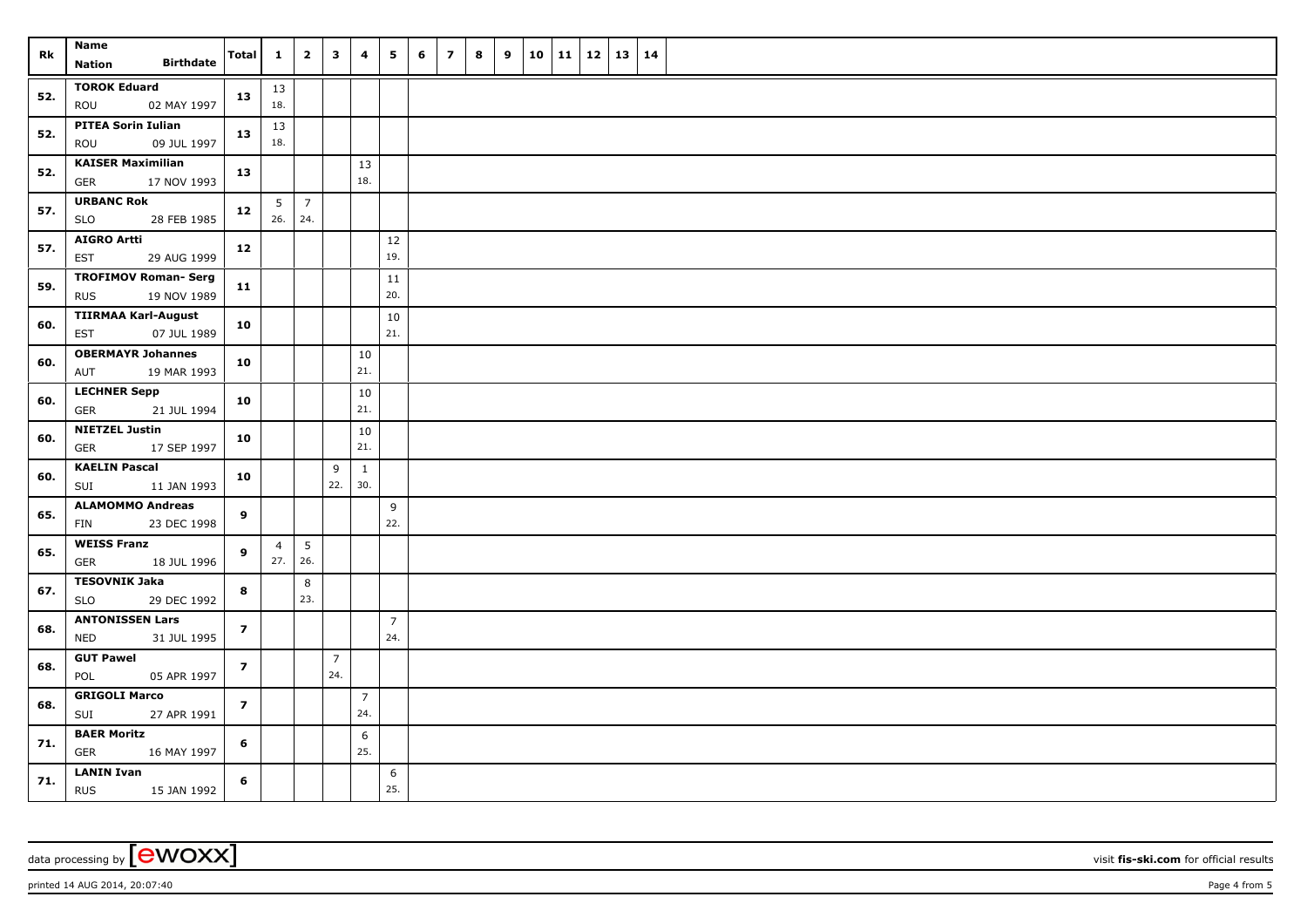| Rk | Name<br>Nation Birthdate | Total | 1 | 2 | 3 | 4 | 5 | 6 | 7 | 8 | 9 | 10 | 11 | 12 | 13 | 14 |
|---|---|---|---|---|---|---|---|---|---|---|---|---|---|---|---|---|
| 52. | **TOROK Eduard**<br>ROU 02 MAY 1997 | **13** | 13<br>18. | | | | | | | | | | | | | |
| 52. | **PITEA Sorin Iulian**<br>ROU 09 JUL 1997 | **13** | 13<br>18. | | | | | | | | | | | | | |
| 52. | **KAISER Maximilian**<br>GER 17 NOV 1993 | **13** | | | | 13<br>18. | | | | | | | | | | |
| 57. | **URBANC Rok**<br>SLO 28 FEB 1985 | **12** | 5<br>26. | 7<br>24. | | | | | | | | | | | | |
| 57. | **AIGRO Artti**<br>EST 29 AUG 1999 | **12** | | | | | 12<br>19. | | | | | | | | | |
| 59. | **TROFIMOV Roman- Serg**<br>RUS 19 NOV 1989 | **11** | | | | | 11<br>20. | | | | | | | | | |
| 60. | **TIIRMAA Karl-August**<br>EST 07 JUL 1989 | **10** | | | | | 10<br>21. | | | | | | | | | |
| 60. | **OBERMAYR Johannes**<br>AUT 19 MAR 1993 | **10** | | | | 10<br>21. | | | | | | | | | | |
| 60. | **LECHNER Sepp**<br>GER 21 JUL 1994 | **10** | | | | 10<br>21. | | | | | | | | | | |
| 60. | **NIETZEL Justin**<br>GER 17 SEP 1997 | **10** | | | | 10<br>21. | | | | | | | | | | |
| 60. | **KAELIN Pascal**<br>SUI 11 JAN 1993 | **10** | | | 9<br>22. | 1<br>30. | | | | | | | | | | |
| 65. | **ALAMOMMO Andreas**<br>FIN 23 DEC 1998 | **9** | | | | | 9<br>22. | | | | | | | | | |
| 65. | **WEISS Franz**<br>GER 18 JUL 1996 | **9** | 4<br>27. | 5<br>26. | | | | | | | | | | | | |
| 67. | **TESOVNIK Jaka**<br>SLO 29 DEC 1992 | **8** | | 8<br>23. | | | | | | | | | | | | |
| 68. | **ANTONISSEN Lars**<br>NED 31 JUL 1995 | **7** | | | | | 7<br>24. | | | | | | | | | |
| 68. | **GUT Pawel**<br>POL 05 APR 1997 | **7** | | | 7<br>24. | | | | | | | | | | | |
| 68. | **GRIGOLI Marco**<br>SUI 27 APR 1991 | **7** | | | | 7<br>24. | | | | | | | | | | |
| 71. | **BAER Moritz**<br>GER 16 MAY 1997 | **6** | | | | 6<br>25. | | | | | | | | | | |
| 71. | **LANIN Ivan**<br>RUS 15 JAN 1992 | **6** | | | | | 6<br>25. | | | | | | | | | |

data processing by [ewoxx] visit **fis-ski.com** for official results

printed 14 AUG 2014, 20:07:40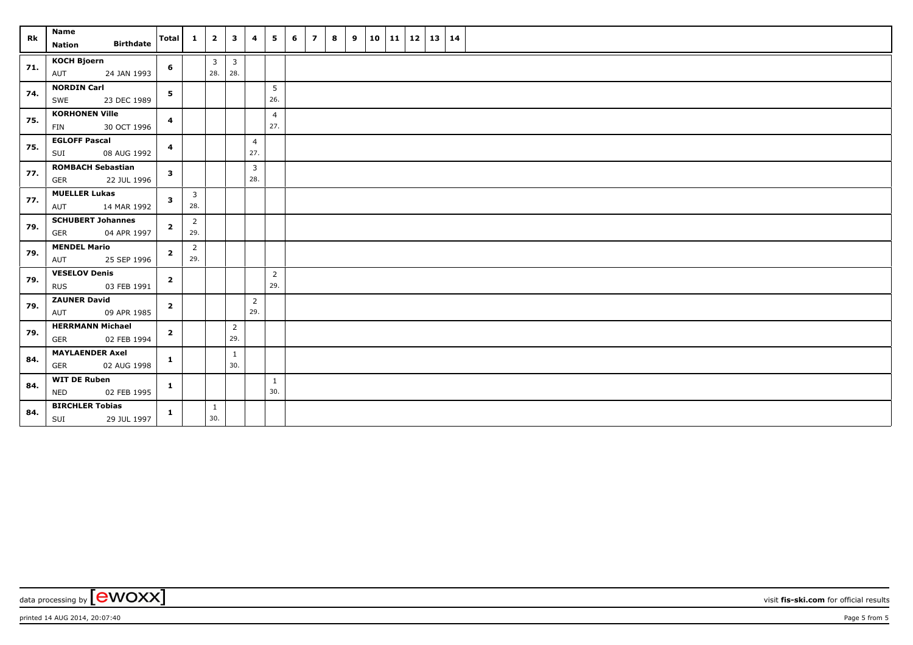| Rk | Name<br>Nation Birthdate | Total | 1 | 2 | 3 | 4 | 5 | 6 | 7 | 8 | 9 | 10 | 11 | 12 | 13 | 14 |
|---|---|---|---|---|---|---|---|---|---|---|---|---|---|---|---|---|
| 71. | **KOCH Bjoern**<br>AUT 24 JAN 1993 | **6** | | 3<br>28. | 3<br>28. | | | | | | | | | | | |
| 74. | **NORDIN Carl**<br>SWE 23 DEC 1989 | **5** | | | | | 5<br>26. | | | | | | | | | |
| 75. | **KORHONEN Ville**<br>FIN 30 OCT 1996 | **4** | | | | | 4<br>27. | | | | | | | | | |
| 75. | **EGLOFF Pascal**<br>SUI 08 AUG 1992 | **4** | | | | 4<br>27. | | | | | | | | | | |
| 77. | **ROMBACH Sebastian**<br>GER 22 JUL 1996 | **3** | | | | 3<br>28. | | | | | | | | | | |
| 77. | **MUELLER Lukas**<br>AUT 14 MAR 1992 | **3** | 3<br>28. | | | | | | | | | | | | | |
| 79. | **SCHUBERT Johannes**<br>GER 04 APR 1997 | **2** | 2<br>29. | | | | | | | | | | | | | |
| 79. | **MENDEL Mario**<br>AUT 25 SEP 1996 | **2** | 2<br>29. | | | | | | | | | | | | | |
| 79. | **VESELOV Denis**<br>RUS 03 FEB 1991 | **2** | | | | | 2<br>29. | | | | | | | | | |
| 79. | **ZAUNER David**<br>AUT 09 APR 1985 | **2** | | | | 2<br>29. | | | | | | | | | | |
| 79. | **HERRMANN Michael**<br>GER 02 FEB 1994 | **2** | | | 2<br>29. | | | | | | | | | | | |
| 84. | **MAYLAENDER Axel**<br>GER 02 AUG 1998 | **1** | | | 1<br>30. | | | | | | | | | | | |
| 84. | **WIT DE Ruben**<br>NED 02 FEB 1995 | **1** | | | | | 1<br>30. | | | | | | | | | |
| 84. | **BIRCHLER Tobias**<br>SUI 29 JUL 1997 | **1** | | 1<br>30. | | | | | | | | | | | | |

data processing by [ewoxx] visit **fis-ski.com** for official results

printed 14 AUG 2014, 20:07:40